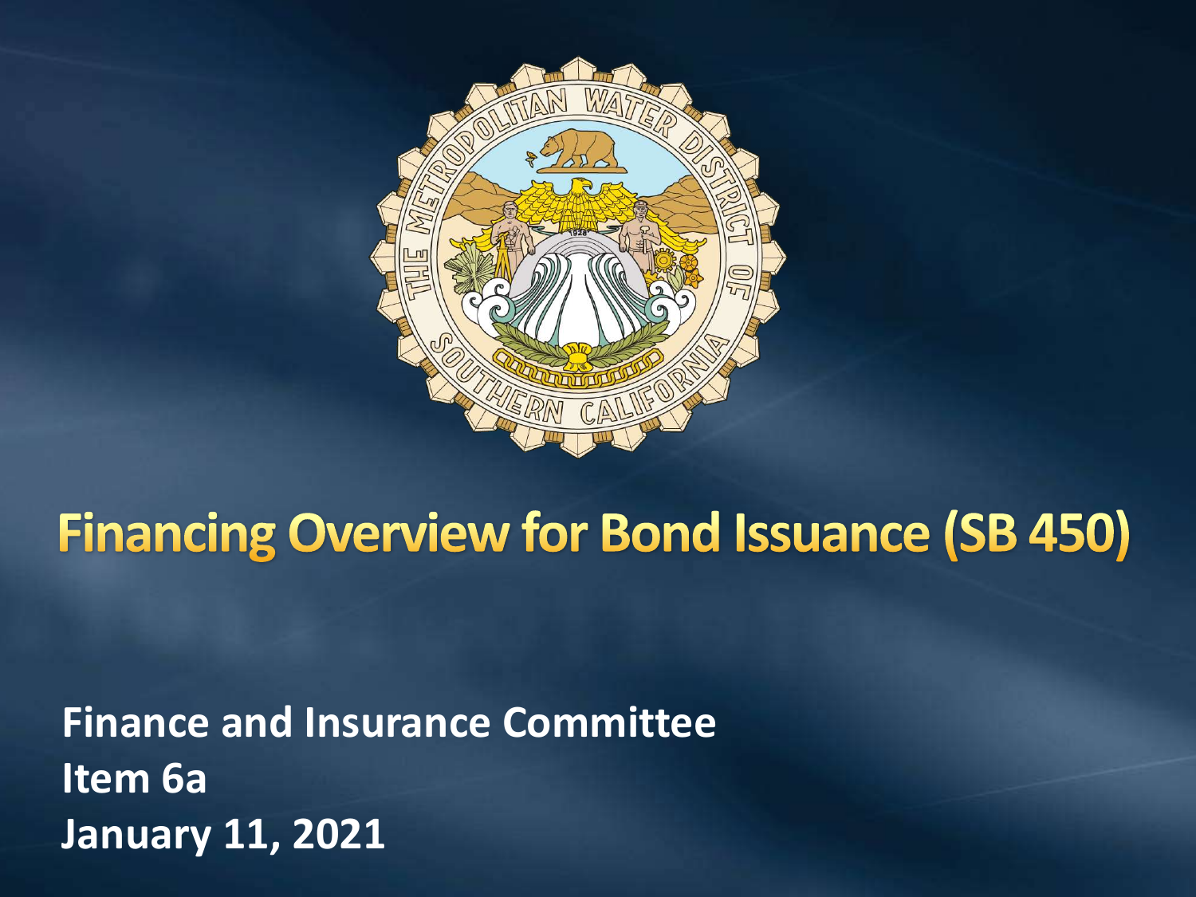# Financing Overview for Bond Issuance (SB 450)

**Finance and Insurance Committee**
**Item 6a**
**January 11, 2021**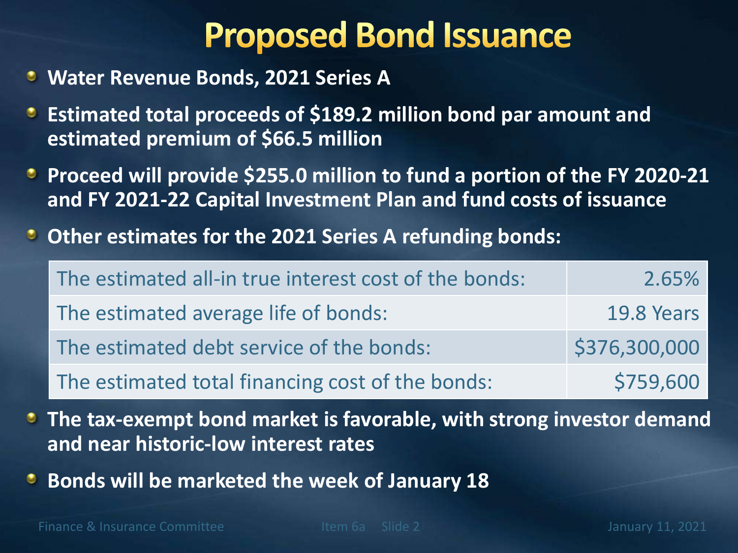# Proposed Bond Issuance

- **Water Revenue Bonds, 2021 Series A**
- **Estimated total proceeds of $189.2 million bond par amount and estimated premium of $66.5 million**
- **Proceed will provide $255.0 million to fund a portion of the FY 2020-21 and FY 2021-22 Capital Investment Plan and fund costs of issuance**
- **Other estimates for the 2021 Series A refunding bonds:**

| | |
|---|---|
| The estimated all-in true interest cost of the bonds: | 2.65% |
| The estimated average life of bonds: | 19.8 Years |
| The estimated debt service of the bonds: | $376,300,000 |
| The estimated total financing cost of the bonds: | $759,600 |

- **The tax-exempt bond market is favorable, with strong investor demand and near historic-low interest rates**
- **Bonds will be marketed the week of January 18**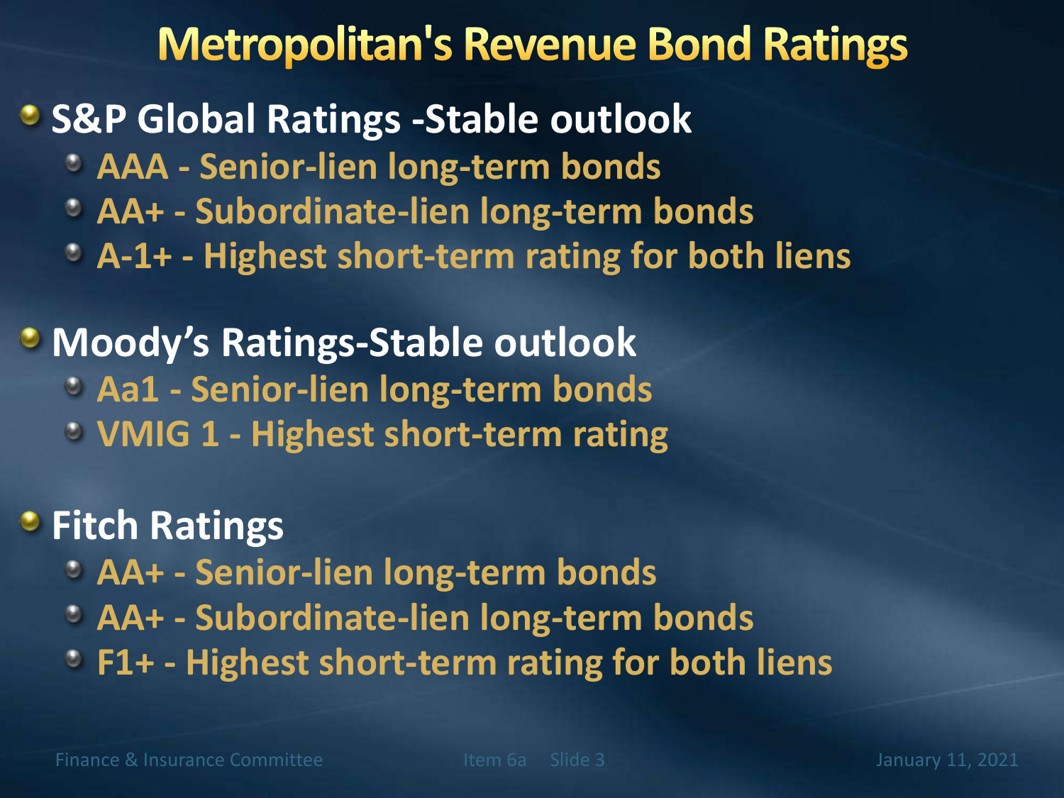# Metropolitan's Revenue Bond Ratings

- **S&P Global Ratings -Stable outlook**
  - AAA - Senior-lien long-term bonds
  - AA+ - Subordinate-lien long-term bonds
  - A-1+ - Highest short-term rating for both liens
- **Moody's Ratings-Stable outlook**
  - Aa1 - Senior-lien long-term bonds
  - VMIG 1 - Highest short-term rating
- **Fitch Ratings**
  - AA+ - Senior-lien long-term bonds
  - AA+ - Subordinate-lien long-term bonds
  - F1+ - Highest short-term rating for both liens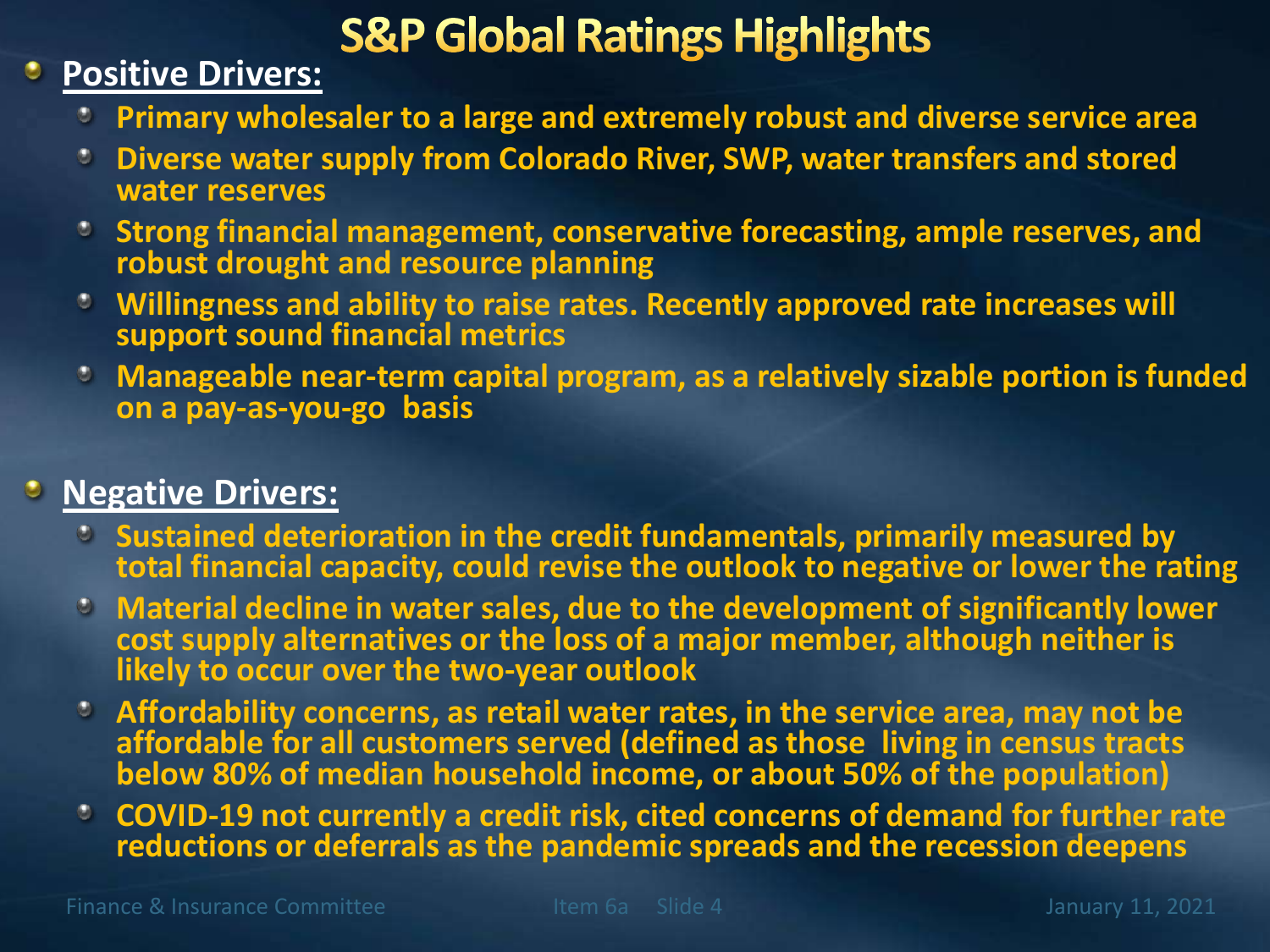# S&P Global Ratings Highlights

- **Positive Drivers:**
  - Primary wholesaler to a large and extremely robust and diverse service area
  - Diverse water supply from Colorado River, SWP, water transfers and stored water reserves
  - Strong financial management, conservative forecasting, ample reserves, and robust drought and resource planning
  - Willingness and ability to raise rates. Recently approved rate increases will support sound financial metrics
  - Manageable near-term capital program, as a relatively sizable portion is funded on a pay-as-you-go basis

- **Negative Drivers:**
  - Sustained deterioration in the credit fundamentals, primarily measured by total financial capacity, could revise the outlook to negative or lower the rating
  - Material decline in water sales, due to the development of significantly lower cost supply alternatives or the loss of a major member, although neither is likely to occur over the two-year outlook
  - Affordability concerns, as retail water rates, in the service area, may not be affordable for all customers served (defined as those living in census tracts below 80% of median household income, or about 50% of the population)
  - COVID-19 not currently a credit risk, cited concerns of demand for further rate reductions or deferrals as the pandemic spreads and the recession deepens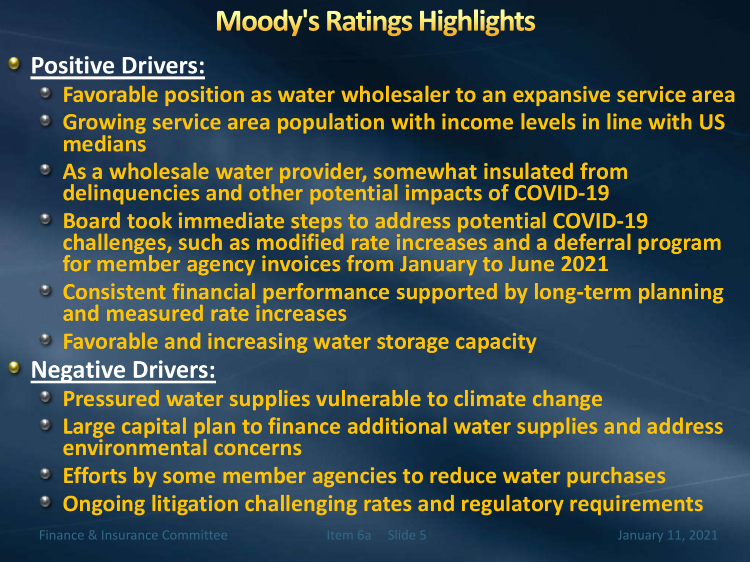# Moody's Ratings Highlights

- **Positive Drivers:**
  - Favorable position as water wholesaler to an expansive service area
  - Growing service area population with income levels in line with US medians
  - As a wholesale water provider, somewhat insulated from delinquencies and other potential impacts of COVID-19
  - Board took immediate steps to address potential COVID-19 challenges, such as modified rate increases and a deferral program for member agency invoices from January to June 2021
  - Consistent financial performance supported by long-term planning and measured rate increases
  - Favorable and increasing water storage capacity
- **Negative Drivers:**
  - Pressured water supplies vulnerable to climate change
  - Large capital plan to finance additional water supplies and address environmental concerns
  - Efforts by some member agencies to reduce water purchases
  - Ongoing litigation challenging rates and regulatory requirements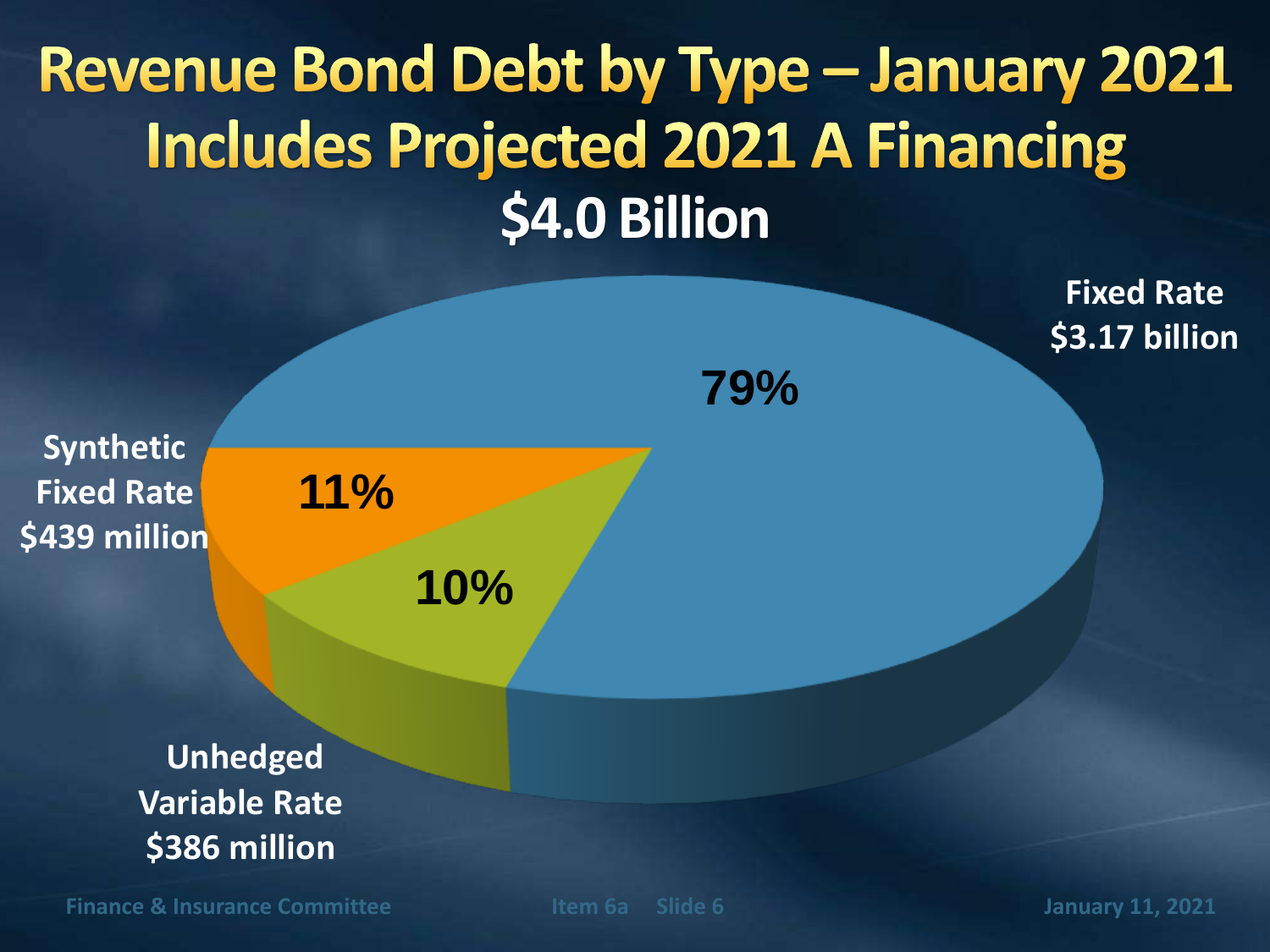# Revenue Bond Debt by Type – January 2021 Includes Projected 2021 A Financing

## $4.0 Billion

Fixed Rate
$3.17 billion

79%

Synthetic
Fixed Rate
$439 million

11%

10%

Unhedged
Variable Rate
$386 million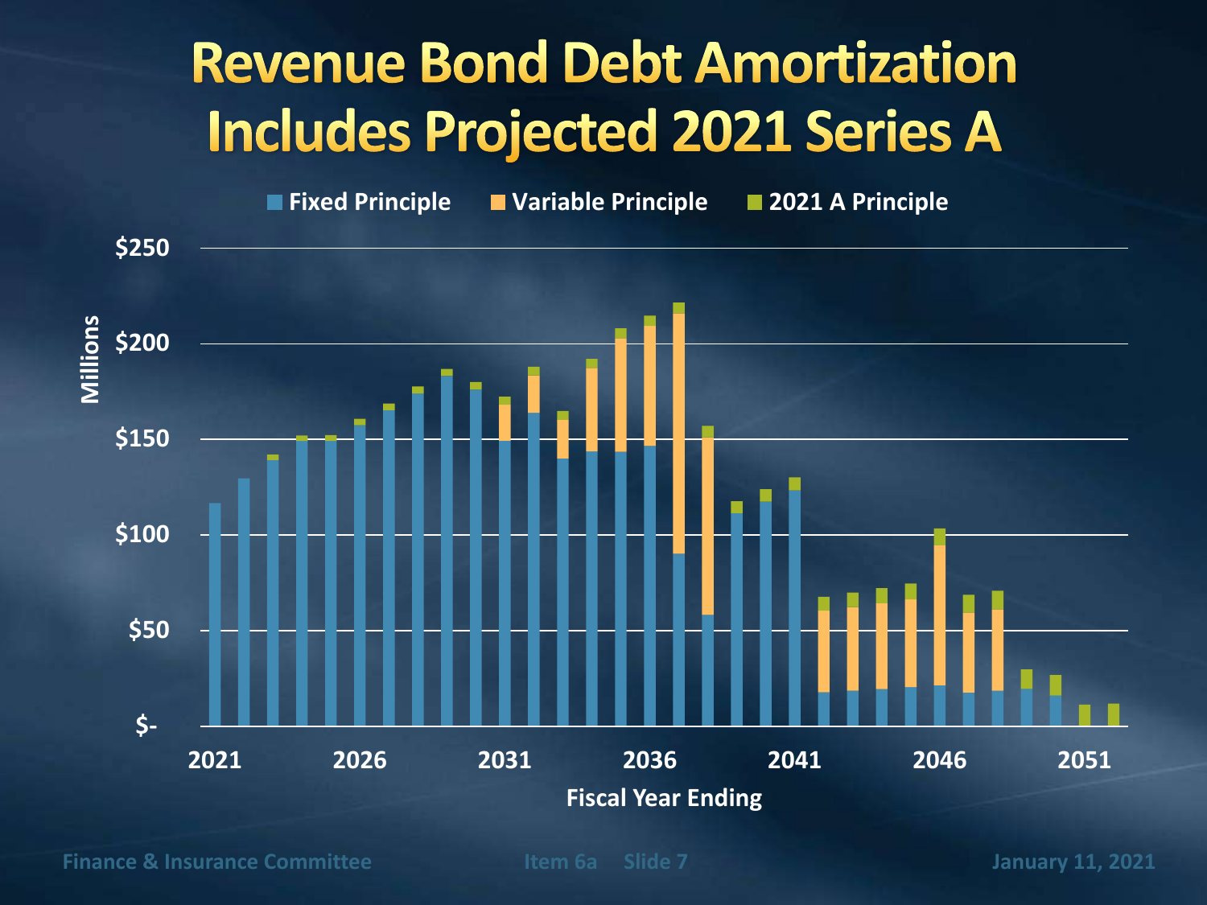# Revenue Bond Debt Amortization Includes Projected 2021 Series A

Fixed Principle | Variable Principle | 2021 A Principle

Millions

$250
$200
$150
$100
$50
$-

2021 | 2026 | 2031 | 2036 | 2041 | 2046 | 2051

Fiscal Year Ending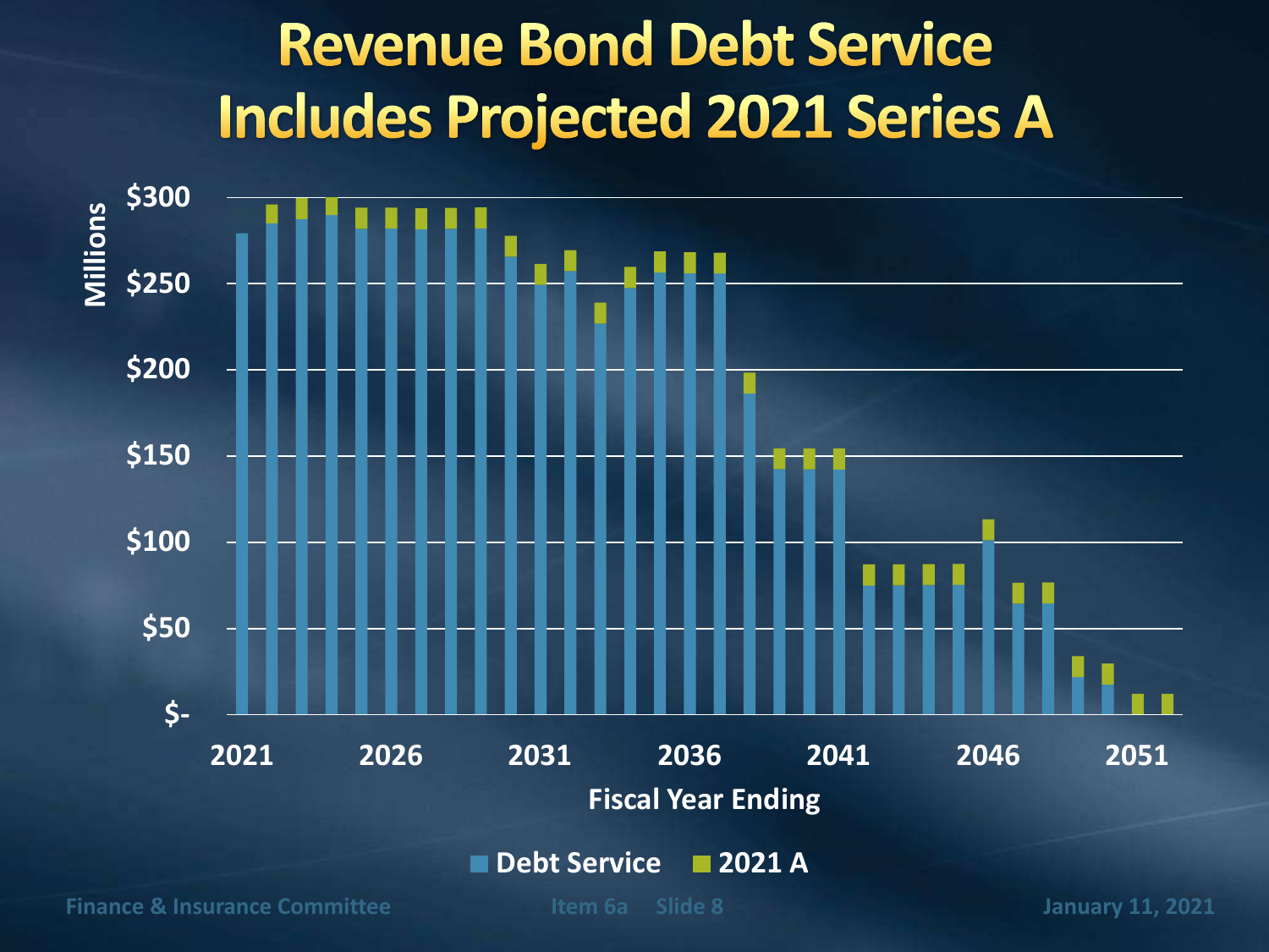# Revenue Bond Debt Service Includes Projected 2021 Series A

Millions

$300
$250
$200
$150
$100
$50
$-

2021 2026 2031 2036 2041 2046 2051

Fiscal Year Ending

Debt Service | 2021 A

Finance & Insurance Committee | Item 6a | Slide 8 | January 11, 2021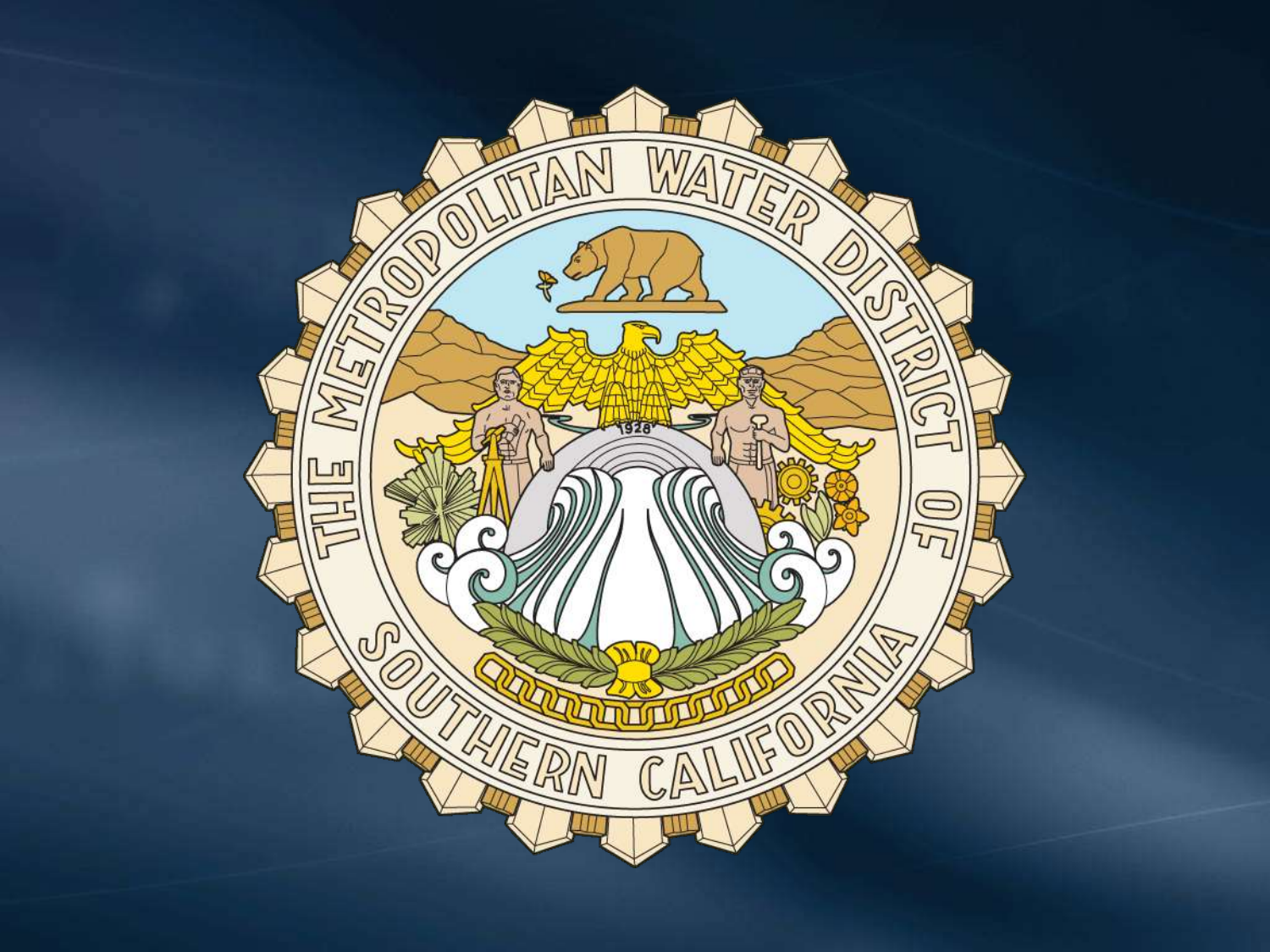THE METROPOLITAN WATER DISTRICT OF SOUTHERN CALIFORNIA

1928